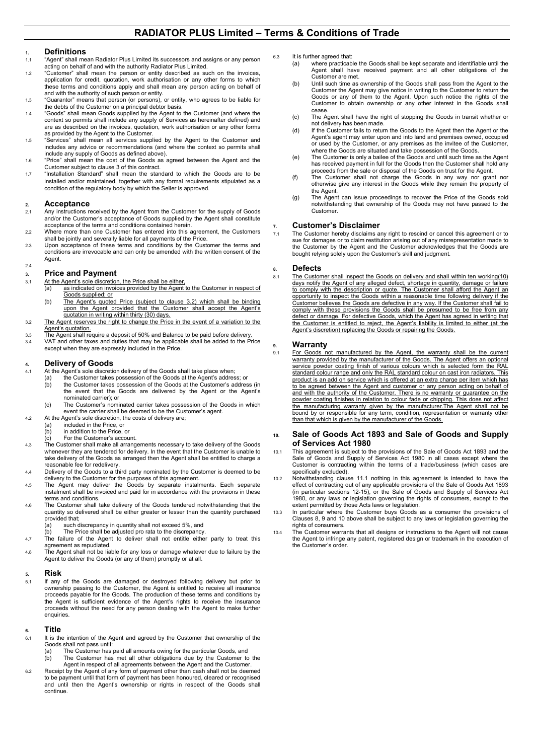# RADIATOR PLUS Limited – Terms & Conditions of Trade

## 1. Definitions

1.1 "Agent" shall mean Radiator Plus Limited its successors and assigns or any person acting on behalf of and with the authority Radiator Plus Limited.

1.2 "Customer" shall mean the person or entity described as such on the invoices, application for credit, quotation, work authorisation or any other forms to which these terms and conditions apply and shall mean any person acting on behalf of and with the authority of such person or entity.

1.3 "Guarantor" means that person (or persons), or entity, who agrees to be liable for the debts of the Customer on a principal debtor basis.

1.4 "Goods" shall mean Goods supplied by the Agent to the Customer (and where the context so permits shall include any supply of Services as hereinafter defined) and are as described on the invoices, quotation, work authorisation or any other forms as provided by the Agent to the Customer.

1.5 "Services" shall mean all services supplied by the Agent to the Customer and includes any advice or recommendations (and where the context so permits shall include any supply of Goods as defined above).

1.6 "Price" shall mean the cost of the Goods as agreed between the Agent and the Customer subject to clause 3 of this contract.

1.7 "Installation Standard" shall mean the standard to which the Goods are to be installed and/or maintained, together with any formal requirements stipulated as a condition of the regulatory body by which the Seller is approved.

## 2. Acceptance

2.1 Any instructions received by the Agent from the Customer for the supply of Goods and/or the Customer's acceptance of Goods supplied by the Agent shall constitute acceptance of the terms and conditions contained herein.

2.2 Where more than one Customer has entered into this agreement, the Customers shall be jointly and severally liable for all payments of the Price.

2.3 Upon acceptance of these terms and conditions by the Customer the terms and conditions are irrevocable and can only be amended with the written consent of the Agent.

2.4

## 3. Price and Payment

3.1 At the Agent's sole discretion, the Price shall be either,
- (a) as indicated on invoices provided by the Agent to the Customer in respect of Goods supplied; or
- (b) The Agent's quoted Price (subject to clause 3.2) which shall be binding upon the Agent provided that the Customer shall accept the Agent's quotation in writing within thirty (30) days.

3.2 The Agent reserves the right to change the Price in the event of a variation to the Agent's quotation.

3.3 The Agent shall require a deposit of 50% and Balance to be paid before delivery.

3.4 VAT and other taxes and duties that may be applicable shall be added to the Price except when they are expressly included in the Price.

## 4. Delivery of Goods

4.1 At the Agent's sole discretion delivery of the Goods shall take place when;
- (a) the Customer takes possession of the Goods at the Agent's address; or
- (b) the Customer takes possession of the Goods at the Customer's address (in the event that the Goods are delivered by the Agent or the Agent's nominated carrier); or
- (c) The Customer's nominated carrier takes possession of the Goods in which event the carrier shall be deemed to be the Customer's agent.

4.2 At the Agent's sole discretion, the costs of delivery are;
- (a) included in the Price, or
- (b) in addition to the Price, or
- (c) For the Customer's account.

4.3 The Customer shall make all arrangements necessary to take delivery of the Goods whenever they are tendered for delivery. In the event that the Customer is unable to take delivery of the Goods as arranged then the Agent shall be entitled to charge a reasonable fee for redelivery.

4.4 Delivery of the Goods to a third party nominated by the Customer is deemed to be delivery to the Customer for the purposes of this agreement.

4.5 The Agent may deliver the Goods by separate instalments. Each separate instalment shall be invoiced and paid for in accordance with the provisions in these terms and conditions.

4.6 The Customer shall take delivery of the Goods tendered notwithstanding that the quantity so delivered shall be either greater or lesser than the quantity purchased provided that;
- (a) such discrepancy in quantity shall not exceed 5%, and
- (b) The Price shall be adjusted pro rata to the discrepancy.

4.7 The failure of the Agent to deliver shall not entitle either party to treat this agreement as repudiated.

4.8 The Agent shall not be liable for any loss or damage whatever due to failure by the Agent to deliver the Goods (or any of them) promptly or at all.

## 5. Risk

5.1 If any of the Goods are damaged or destroyed following delivery but prior to ownership passing to the Customer, the Agent is entitled to receive all insurance proceeds payable for the Goods. The production of these terms and conditions by the Agent is sufficient evidence of the Agent's rights to receive the insurance proceeds without the need for any person dealing with the Agent to make further enquiries.

## 6. Title

6.1 It is the intention of the Agent and agreed by the Customer that ownership of the Goods shall not pass until:
- (a) The Customer has paid all amounts owing for the particular Goods, and
- (b) The Customer has met all other obligations due by the Customer to the Agent in respect of all agreements between the Agent and the Customer.

6.2 Receipt by the Agent of any form of payment other than cash shall not be deemed to be payment until that form of payment has been honoured, cleared or recognised and until then the Agent's ownership or rights in respect of the Goods shall continue.

6.3 It is further agreed that:
- (a) where practicable the Goods shall be kept separate and identifiable until the Agent shall have received payment and all other obligations of the Customer are met.
- (b) Until such time as ownership of the Goods shall pass from the Agent to the Customer the Agent may give notice in writing to the Customer to return the Goods or any of them to the Agent. Upon such notice the rights of the Customer to obtain ownership or any other interest in the Goods shall cease.
- (c) The Agent shall have the right of stopping the Goods in transit whether or not delivery has been made.
- (d) If the Customer fails to return the Goods to the Agent then the Agent or the Agent's agent may enter upon and into land and premises owned, occupied or used by the Customer, or any premises as the invitee of the Customer, where the Goods are situated and take possession of the Goods.
- (e) The Customer is only a bailee of the Goods and until such time as the Agent has received payment in full for the Goods then the Customer shall hold any proceeds from the sale or disposal of the Goods on trust for the Agent.
- (f) The Customer shall not charge the Goods in any way nor grant nor otherwise give any interest in the Goods while they remain the property of the Agent.
- (g) The Agent can issue proceedings to recover the Price of the Goods sold notwithstanding that ownership of the Goods may not have passed to the Customer.

## 7. Customer's Disclaimer

7.1 The Customer hereby disclaims any right to rescind or cancel this agreement or to sue for damages or to claim restitution arising out of any misrepresentation made to the Customer by the Agent and the Customer acknowledges that the Goods are bought relying solely upon the Customer's skill and judgment.

## 8. Defects

8.1 The Customer shall inspect the Goods on delivery and shall within ten working(10) days notify the Agent of any alleged defect, shortage in quantity, damage or failure to comply with the description or quote. The Customer shall afford the Agent an opportunity to inspect the Goods within a reasonable time following delivery if the Customer believes the Goods are defective in any way. If the Customer shall fail to comply with these provisions the Goods shall be presumed to be free from any defect or damage. For defective Goods, which the Agent has agreed in writing that the Customer is entitled to reject, the Agent's liability is limited to either (at the Agent's discretion) replacing the Goods or repairing the Goods.

## 9. Warranty

9.1 For Goods not manufactured by the Agent, the warranty shall be the current warranty provided by the manufacturer of the Goods. The Agent offers an optional service powder coating finish of various colours which is selected form the RAL standard colour range and only the RAL standard colour on cast iron radiators. This product is an add on service which is offered at an extra charge per item which has to be agreed between the Agent and customer or any person acting on behalf of and with the authority of the Customer. There is no warranty or guarantee on the powder coating finishes in relation to colour fade or chipping. This does not affect the manufacturing warranty given by the manufacturer.The Agent shall not be bound by or responsible for any term, condition, representation or warranty other than that which is given by the manufacturer of the Goods.

## 10. Sale of Goods Act 1893 and Sale of Goods and Supply of Services Act 1980

10.1 This agreement is subject to the provisions of the Sale of Goods Act 1893 and the Sale of Goods and Supply of Services Act 1980 in all cases except where the Customer is contracting within the terms of a trade/business (which cases are specifically excluded).

10.2 Notwithstanding clause 11.1 nothing in this agreement is intended to have the effect of contracting out of any applicable provisions of the Sale of Goods Act 1893 (in particular sections 12-15), or the Sale of Goods and Supply of Services Act 1980, or any laws or legislation governing the rights of consumers, except to the extent permitted by those Acts laws or legislation.

10.3 In particular where the Customer buys Goods as a consumer the provisions of Clauses 8, 9 and 10 above shall be subject to any laws or legislation governing the rights of consumers.

10.4 The Customer warrants that all designs or instructions to the Agent will not cause the Agent to infringe any patent, registered design or trademark in the execution of the Customer's order.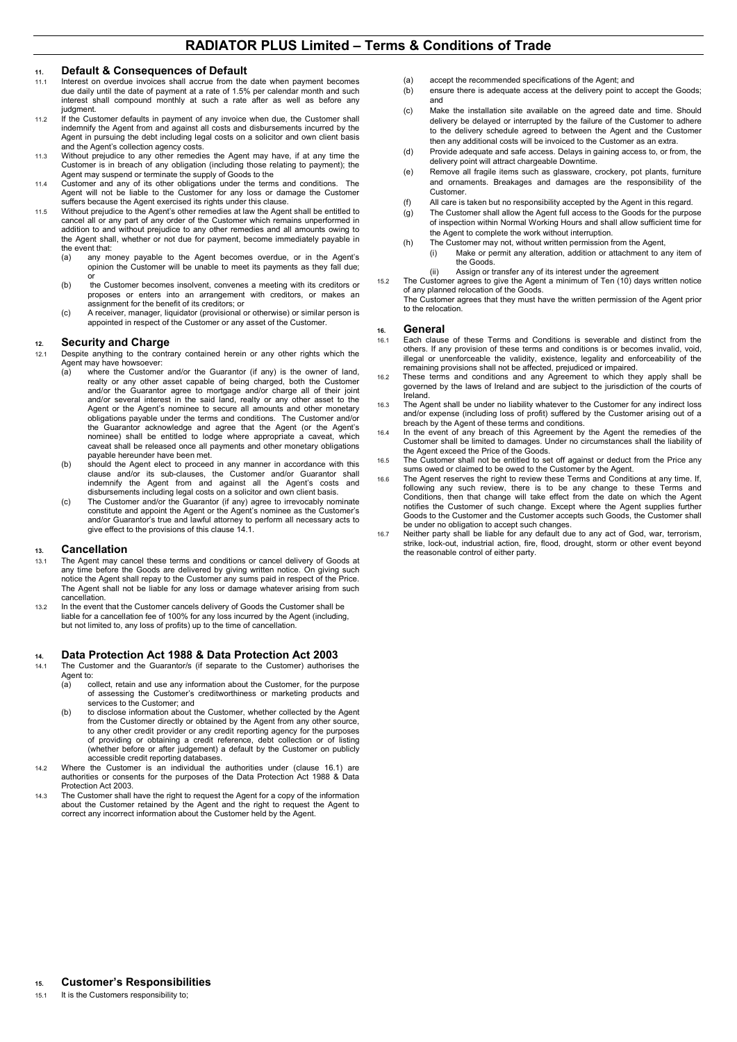# RADIATOR PLUS Limited – Terms & Conditions of Trade

## 11. Default & Consequences of Default

11.1 Interest on overdue invoices shall accrue from the date when payment becomes due daily until the date of payment at a rate of 1.5% per calendar month and such interest shall compound monthly at such a rate after as well as before any judgment.

11.2 If the Customer defaults in payment of any invoice when due, the Customer shall indemnify the Agent from and against all costs and disbursements incurred by the Agent in pursuing the debt including legal costs on a solicitor and own client basis and the Agent's collection agency costs.

11.3 Without prejudice to any other remedies the Agent may have, if at any time the Customer is in breach of any obligation (including those relating to payment); the Agent may suspend or terminate the supply of Goods to the

11.4 Customer and any of its other obligations under the terms and conditions. The Agent will not be liable to the Customer for any loss or damage the Customer suffers because the Agent exercised its rights under this clause.

11.5 Without prejudice to the Agent's other remedies at law the Agent shall be entitled to cancel all or any part of any order of the Customer which remains unperformed in addition to and without prejudice to any other remedies and all amounts owing to the Agent shall, whether or not due for payment, become immediately payable in the event that:

(a) any money payable to the Agent becomes overdue, or in the Agent's opinion the Customer will be unable to meet its payments as they fall due; or

(b) the Customer becomes insolvent, convenes a meeting with its creditors or proposes or enters into an arrangement with creditors, or makes an assignment for the benefit of its creditors; or

(c) A receiver, manager, liquidator (provisional or otherwise) or similar person is appointed in respect of the Customer or any asset of the Customer.

## 12. Security and Charge

12.1 Despite anything to the contrary contained herein or any other rights which the Agent may have howsoever:

(a) where the Customer and/or the Guarantor (if any) is the owner of land, realty or any other asset capable of being charged, both the Customer and/or the Guarantor agree to mortgage and/or charge all of their joint and/or several interest in the said land, realty or any other asset to the Agent or the Agent's nominee to secure all amounts and other monetary obligations payable under the terms and conditions. The Customer and/or the Guarantor acknowledge and agree that the Agent (or the Agent's nominee) shall be entitled to lodge where appropriate a caveat, which caveat shall be released once all payments and other monetary obligations payable hereunder have been met.

(b) should the Agent elect to proceed in any manner in accordance with this clause and/or its sub-clauses, the Customer and/or Guarantor shall indemnify the Agent from and against all the Agent's costs and disbursements including legal costs on a solicitor and own client basis.

(c) The Customer and/or the Guarantor (if any) agree to irrevocably nominate constitute and appoint the Agent or the Agent's nominee as the Customer's and/or Guarantor's true and lawful attorney to perform all necessary acts to give effect to the provisions of this clause 14.1.

## 13. Cancellation

13.1 The Agent may cancel these terms and conditions or cancel delivery of Goods at any time before the Goods are delivered by giving written notice. On giving such notice the Agent shall repay to the Customer any sums paid in respect of the Price. The Agent shall not be liable for any loss or damage whatever arising from such cancellation.

13.2 In the event that the Customer cancels delivery of Goods the Customer shall be liable for a cancellation fee of 100% for any loss incurred by the Agent (including, but not limited to, any loss of profits) up to the time of cancellation.

## 14. Data Protection Act 1988 & Data Protection Act 2003

14.1 The Customer and the Guarantor/s (if separate to the Customer) authorises the Agent to:

(a) collect, retain and use any information about the Customer, for the purpose of assessing the Customer's creditworthiness or marketing products and services to the Customer; and

(b) to disclose information about the Customer, whether collected by the Agent from the Customer directly or obtained by the Agent from any other source, to any other credit provider or any credit reporting agency for the purposes of providing or obtaining a credit reference, debt collection or of listing (whether before or after judgement) a default by the Customer on publicly accessible credit reporting databases.

14.2 Where the Customer is an individual the authorities under (clause 16.1) are authorities or consents for the purposes of the Data Protection Act 1988 & Data Protection Act 2003.

14.3 The Customer shall have the right to request the Agent for a copy of the information about the Customer retained by the Agent and the right to request the Agent to correct any incorrect information about the Customer held by the Agent.

## 15. Customer's Responsibilities

15.1 It is the Customers responsibility to;

(a) accept the recommended specifications of the Agent; and

(b) ensure there is adequate access at the delivery point to accept the Goods; and

(c) Make the installation site available on the agreed date and time. Should delivery be delayed or interrupted by the failure of the Customer to adhere to the delivery schedule agreed to between the Agent and the Customer then any additional costs will be invoiced to the Customer as an extra.

(d) Provide adequate and safe access. Delays in gaining access to, or from, the delivery point will attract chargeable Downtime.

(e) Remove all fragile items such as glassware, crockery, pot plants, furniture and ornaments. Breakages and damages are the responsibility of the Customer.

(f) All care is taken but no responsibility accepted by the Agent in this regard.

(g) The Customer shall allow the Agent full access to the Goods for the purpose of inspection within Normal Working Hours and shall allow sufficient time for the Agent to complete the work without interruption.

(h) The Customer may not, without written permission from the Agent,

(i) Make or permit any alteration, addition or attachment to any item of the Goods.

(ii) Assign or transfer any of its interest under the agreement

15.2 The Customer agrees to give the Agent a minimum of Ten (10) days written notice of any planned relocation of the Goods.
The Customer agrees that they must have the written permission of the Agent prior to the relocation.

## 16. General

16.1 Each clause of these Terms and Conditions is severable and distinct from the others. If any provision of these terms and conditions is or becomes invalid, void, illegal or unenforceable the validity, existence, legality and enforceability of the remaining provisions shall not be affected, prejudiced or impaired.

16.2 These terms and conditions and any Agreement to which they apply shall be governed by the laws of Ireland and are subject to the jurisdiction of the courts of Ireland.

16.3 The Agent shall be under no liability whatever to the Customer for any indirect loss and/or expense (including loss of profit) suffered by the Customer arising out of a breach by the Agent of these terms and conditions.

16.4 In the event of any breach of this Agreement by the Agent the remedies of the Customer shall be limited to damages. Under no circumstances shall the liability of the Agent exceed the Price of the Goods.

16.5 The Customer shall not be entitled to set off against or deduct from the Price any sums owed or claimed to be owed to the Customer by the Agent.

16.6 The Agent reserves the right to review these Terms and Conditions at any time. If, following any such review, there is to be any change to these Terms and Conditions, then that change will take effect from the date on which the Agent notifies the Customer of such change. Except where the Agent supplies further Goods to the Customer and the Customer accepts such Goods, the Customer shall be under no obligation to accept such changes.

16.7 Neither party shall be liable for any default due to any act of God, war, terrorism, strike, lock-out, industrial action, fire, flood, drought, storm or other event beyond the reasonable control of either party.